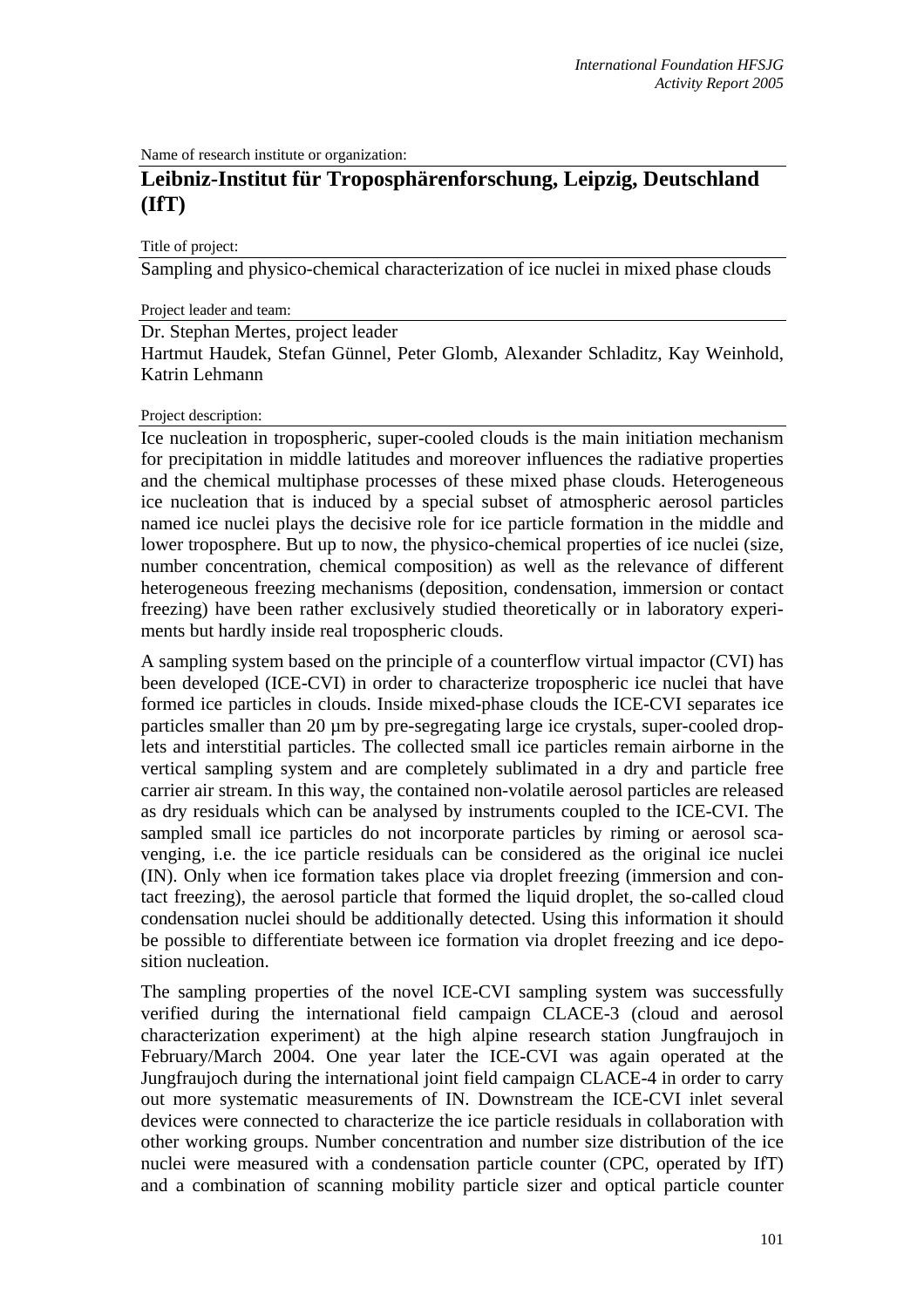Name of research institute or organization:

# Leibniz-Institut für Troposphärenforschung, Leipzig, Deutschland (IfT)

Title of project:

Sampling and physico-chemical characterization of ice nuclei in mixed phase clouds

Project leader and team:

Dr. Stephan Mertes, project leader
Hartmut Haudek, Stefan Günnel, Peter Glomb, Alexander Schladitz, Kay Weinhold, Katrin Lehmann

Project description:

Ice nucleation in tropospheric, super-cooled clouds is the main initiation mechanism for precipitation in middle latitudes and moreover influences the radiative properties and the chemical multiphase processes of these mixed phase clouds. Heterogeneous ice nucleation that is induced by a special subset of atmospheric aerosol particles named ice nuclei plays the decisive role for ice particle formation in the middle and lower troposphere. But up to now, the physico-chemical properties of ice nuclei (size, number concentration, chemical composition) as well as the relevance of different heterogeneous freezing mechanisms (deposition, condensation, immersion or contact freezing) have been rather exclusively studied theoretically or in laboratory experiments but hardly inside real tropospheric clouds.

A sampling system based on the principle of a counterflow virtual impactor (CVI) has been developed (ICE-CVI) in order to characterize tropospheric ice nuclei that have formed ice particles in clouds. Inside mixed-phase clouds the ICE-CVI separates ice particles smaller than 20 µm by pre-segregating large ice crystals, super-cooled droplets and interstitial particles. The collected small ice particles remain airborne in the vertical sampling system and are completely sublimated in a dry and particle free carrier air stream. In this way, the contained non-volatile aerosol particles are released as dry residuals which can be analysed by instruments coupled to the ICE-CVI. The sampled small ice particles do not incorporate particles by riming or aerosol scavenging, i.e. the ice particle residuals can be considered as the original ice nuclei (IN). Only when ice formation takes place via droplet freezing (immersion and contact freezing), the aerosol particle that formed the liquid droplet, the so-called cloud condensation nuclei should be additionally detected. Using this information it should be possible to differentiate between ice formation via droplet freezing and ice deposition nucleation.

The sampling properties of the novel ICE-CVI sampling system was successfully verified during the international field campaign CLACE-3 (cloud and aerosol characterization experiment) at the high alpine research station Jungfraujoch in February/March 2004. One year later the ICE-CVI was again operated at the Jungfraujoch during the international joint field campaign CLACE-4 in order to carry out more systematic measurements of IN. Downstream the ICE-CVI inlet several devices were connected to characterize the ice particle residuals in collaboration with other working groups. Number concentration and number size distribution of the ice nuclei were measured with a condensation particle counter (CPC, operated by IfT) and a combination of scanning mobility particle sizer and optical particle counter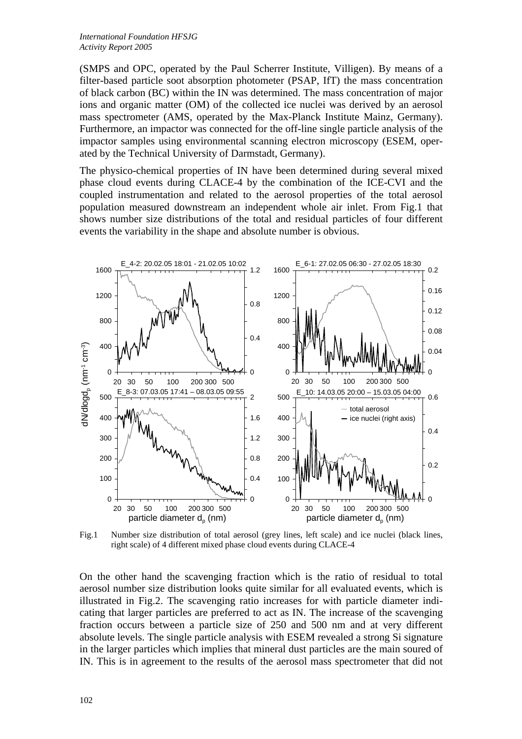(SMPS and OPC, operated by the Paul Scherrer Institute, Villigen). By means of a filter-based particle soot absorption photometer (PSAP, IfT) the mass concentration of black carbon (BC) within the IN was determined. The mass concentration of major ions and organic matter (OM) of the collected ice nuclei was derived by an aerosol mass spectrometer (AMS, operated by the Max-Planck Institute Mainz, Germany). Furthermore, an impactor was connected for the off-line single particle analysis of the impactor samples using environmental scanning electron microscopy (ESEM, operated by the Technical University of Darmstadt, Germany).

The physico-chemical properties of IN have been determined during several mixed phase cloud events during CLACE-4 by the combination of the ICE-CVI and the coupled instrumentation and related to the aerosol properties of the total aerosol population measured downstream an independent whole air inlet. From Fig.1 that shows number size distributions of the total and residual particles of four different events the variability in the shape and absolute number is obvious.

Fig.1 Number size distribution of total aerosol (grey lines, left scale) and ice nuclei (black lines, right scale) of 4 different mixed phase cloud events during CLACE-4

On the other hand the scavenging fraction which is the ratio of residual to total aerosol number size distribution looks quite similar for all evaluated events, which is illustrated in Fig.2. The scavenging ratio increases for with particle diameter indicating that larger particles are preferred to act as IN. The increase of the scavenging fraction occurs between a particle size of 250 and 500 nm and at very different absolute levels. The single particle analysis with ESEM revealed a strong Si signature in the larger particles which implies that mineral dust particles are the main soured of IN. This is in agreement to the results of the aerosol mass spectrometer that did not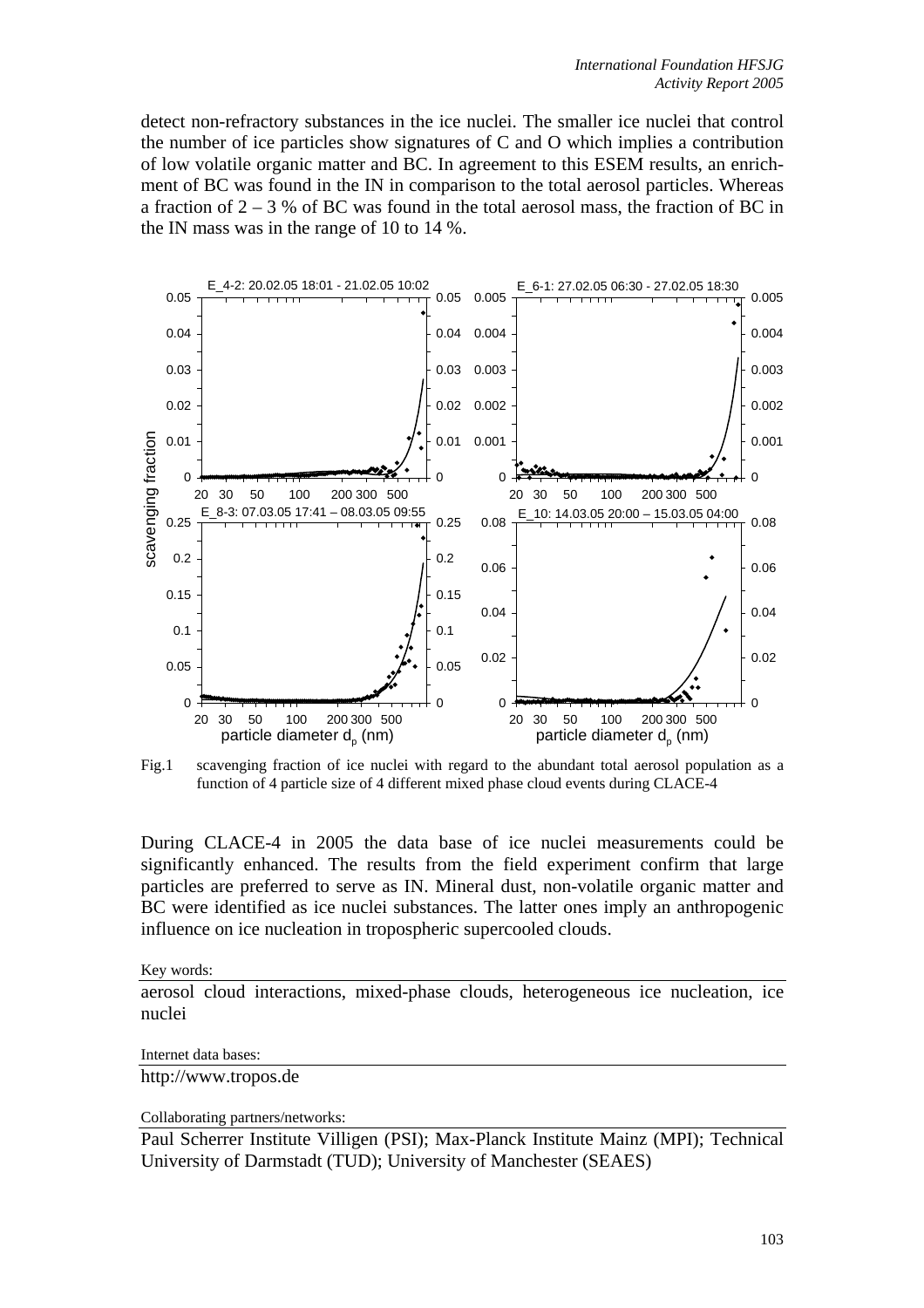detect non-refractory substances in the ice nuclei. The smaller ice nuclei that control the number of ice particles show signatures of C and O which implies a contribution of low volatile organic matter and BC. In agreement to this ESEM results, an enrichment of BC was found in the IN in comparison to the total aerosol particles. Whereas a fraction of 2 – 3 % of BC was found in the total aerosol mass, the fraction of BC in the IN mass was in the range of 10 to 14 %.

Fig.1 scavenging fraction of ice nuclei with regard to the abundant total aerosol population as a function of 4 particle size of 4 different mixed phase cloud events during CLACE-4

During CLACE-4 in 2005 the data base of ice nuclei measurements could be significantly enhanced. The results from the field experiment confirm that large particles are preferred to serve as IN. Mineral dust, non-volatile organic matter and BC were identified as ice nuclei substances. The latter ones imply an anthropogenic influence on ice nucleation in tropospheric supercooled clouds.

Key words:

aerosol cloud interactions, mixed-phase clouds, heterogeneous ice nucleation, ice nuclei

Internet data bases:

http://www.tropos.de

Collaborating partners/networks:

Paul Scherrer Institute Villigen (PSI); Max-Planck Institute Mainz (MPI); Technical University of Darmstadt (TUD); University of Manchester (SEAES)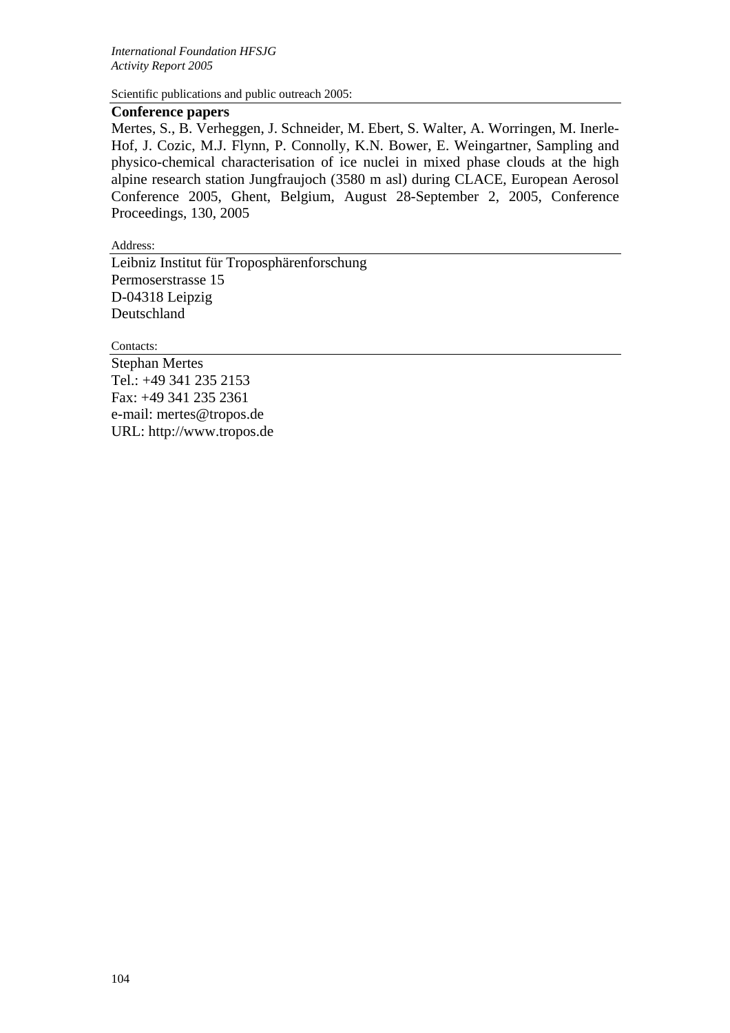Scientific publications and public outreach 2005:

**Conference papers**

Mertes, S., B. Verheggen, J. Schneider, M. Ebert, S. Walter, A. Worringen, M. Inerle-Hof, J. Cozic, M.J. Flynn, P. Connolly, K.N. Bower, E. Weingartner, Sampling and physico-chemical characterisation of ice nuclei in mixed phase clouds at the high alpine research station Jungfraujoch (3580 m asl) during CLACE, European Aerosol Conference 2005, Ghent, Belgium, August 28-September 2, 2005, Conference Proceedings, 130, 2005

Address:

Leibniz Institut für Troposphärenforschung
Permoserstrasse 15
D-04318 Leipzig
Deutschland

Contacts:

Stephan Mertes
Tel.: +49 341 235 2153
Fax: +49 341 235 2361
e-mail: mertes@tropos.de
URL: http://www.tropos.de